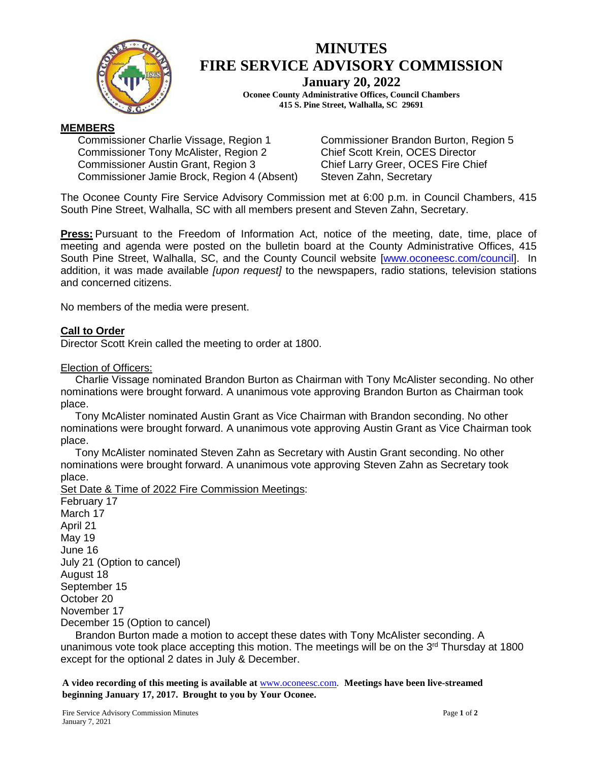# MINUTES
# FIRE SERVICE ADVISORY COMMISSION

**January 20, 2022**

**Oconee County Administrative Offices, Council Chambers**
**415 S. Pine Street, Walhalla, SC 29691**

## MEMBERS

Commissioner Charlie Vissage, Region 1
Commissioner Tony McAlister, Region 2
Commissioner Austin Grant, Region 3
Commissioner Jamie Brock, Region 4 (Absent)
Commissioner Brandon Burton, Region 5
Chief Scott Krein, OCES Director
Chief Larry Greer, OCES Fire Chief
Steven Zahn, Secretary

The Oconee County Fire Service Advisory Commission met at 6:00 p.m. in Council Chambers, 415 South Pine Street, Walhalla, SC with all members present and Steven Zahn, Secretary.

**Press:** Pursuant to the Freedom of Information Act, notice of the meeting, date, time, place of meeting and agenda were posted on the bulletin board at the County Administrative Offices, 415 South Pine Street, Walhalla, SC, and the County Council website [www.oconeesc.com/council]. In addition, it was made available *[upon request]* to the newspapers, radio stations, television stations and concerned citizens.

No members of the media were present.

## Call to Order

Director Scott Krein called the meeting to order at 1800.

Election of Officers:

Charlie Vissage nominated Brandon Burton as Chairman with Tony McAlister seconding. No other nominations were brought forward. A unanimous vote approving Brandon Burton as Chairman took place.

Tony McAlister nominated Austin Grant as Vice Chairman with Brandon seconding. No other nominations were brought forward. A unanimous vote approving Austin Grant as Vice Chairman took place.

Tony McAlister nominated Steven Zahn as Secretary with Austin Grant seconding. No other nominations were brought forward. A unanimous vote approving Steven Zahn as Secretary took place.

Set Date & Time of 2022 Fire Commission Meetings:

February 17
March 17
April 21
May 19
June 16
July 21 (Option to cancel)
August 18
September 15
October 20
November 17
December 15 (Option to cancel)

Brandon Burton made a motion to accept these dates with Tony McAlister seconding. A unanimous vote took place accepting this motion. The meetings will be on the 3rd Thursday at 1800 except for the optional 2 dates in July & December.

**A video recording of this meeting is available at** www.oconeesc.com. **Meetings have been live-streamed beginning January 17, 2017. Brought to you by Your Oconee.**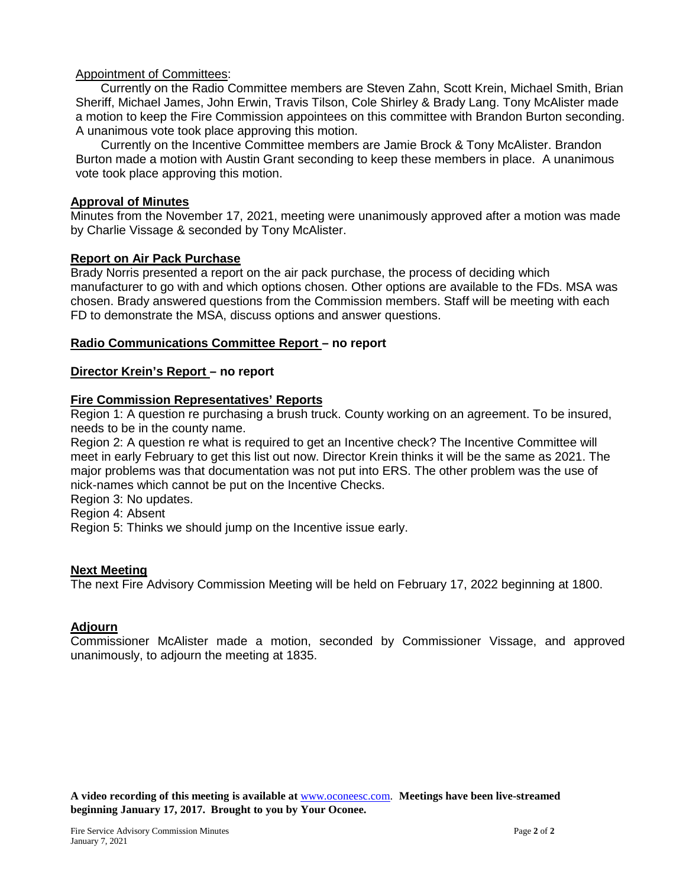Appointment of Committees:

Currently on the Radio Committee members are Steven Zahn, Scott Krein, Michael Smith, Brian Sheriff, Michael James, John Erwin, Travis Tilson, Cole Shirley & Brady Lang. Tony McAlister made a motion to keep the Fire Commission appointees on this committee with Brandon Burton seconding. A unanimous vote took place approving this motion.

Currently on the Incentive Committee members are Jamie Brock & Tony McAlister. Brandon Burton made a motion with Austin Grant seconding to keep these members in place. A unanimous vote took place approving this motion.

## Approval of Minutes

Minutes from the November 17, 2021, meeting were unanimously approved after a motion was made by Charlie Vissage & seconded by Tony McAlister.

## Report on Air Pack Purchase

Brady Norris presented a report on the air pack purchase, the process of deciding which manufacturer to go with and which options chosen. Other options are available to the FDs. MSA was chosen. Brady answered questions from the Commission members. Staff will be meeting with each FD to demonstrate the MSA, discuss options and answer questions.

## Radio Communications Committee Report – no report

## Director Krein's Report – no report

## Fire Commission Representatives' Reports

Region 1: A question re purchasing a brush truck. County working on an agreement. To be insured, needs to be in the county name.

Region 2: A question re what is required to get an Incentive check? The Incentive Committee will meet in early February to get this list out now. Director Krein thinks it will be the same as 2021. The major problems was that documentation was not put into ERS. The other problem was the use of nick-names which cannot be put on the Incentive Checks.

Region 3: No updates.

Region 4: Absent

Region 5: Thinks we should jump on the Incentive issue early.

## Next Meeting

The next Fire Advisory Commission Meeting will be held on February 17, 2022 beginning at 1800.

## Adjourn

Commissioner McAlister made a motion, seconded by Commissioner Vissage, and approved unanimously, to adjourn the meeting at 1835.

**A video recording of this meeting is available at** www.oconeesc.com. **Meetings have been live-streamed beginning January 17, 2017. Brought to you by Your Oconee.**